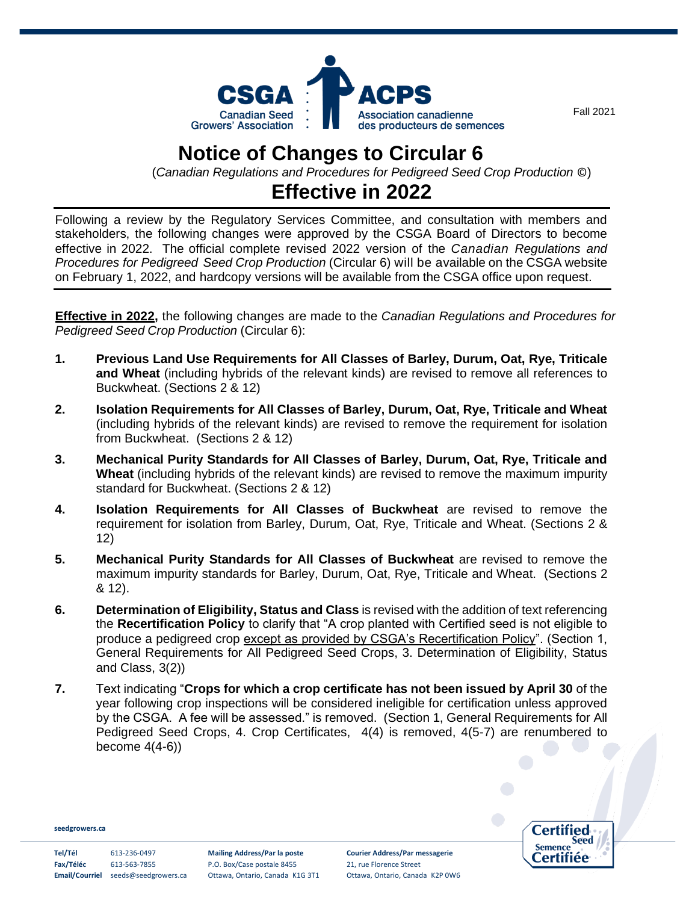CSGA Canadian Seed Growers' Association | ACPS Association canadienne des producteurs de semences

Fall 2021

# Notice of Changes to Circular 6

(*Canadian Regulations and Procedures for Pedigreed Seed Crop Production* ©)

# Effective in 2022

Following a review by the Regulatory Services Committee, and consultation with members and stakeholders, the following changes were approved by the CSGA Board of Directors to become effective in 2022. The official complete revised 2022 version of the *Canadian Regulations and Procedures for Pedigreed Seed Crop Production* (Circular 6) will be available on the CSGA website on February 1, 2022, and hardcopy versions will be available from the CSGA office upon request.

**Effective in 2022,** the following changes are made to the *Canadian Regulations and Procedures for Pedigreed Seed Crop Production* (Circular 6):

1. **Previous Land Use Requirements for All Classes of Barley, Durum, Oat, Rye, Triticale and Wheat** (including hybrids of the relevant kinds) are revised to remove all references to Buckwheat. (Sections 2 & 12)
2. **Isolation Requirements for All Classes of Barley, Durum, Oat, Rye, Triticale and Wheat** (including hybrids of the relevant kinds) are revised to remove the requirement for isolation from Buckwheat. (Sections 2 & 12)
3. **Mechanical Purity Standards for All Classes of Barley, Durum, Oat, Rye, Triticale and Wheat** (including hybrids of the relevant kinds) are revised to remove the maximum impurity standard for Buckwheat. (Sections 2 & 12)
4. **Isolation Requirements for All Classes of Buckwheat** are revised to remove the requirement for isolation from Barley, Durum, Oat, Rye, Triticale and Wheat. (Sections 2 & 12)
5. **Mechanical Purity Standards for All Classes of Buckwheat** are revised to remove the maximum impurity standards for Barley, Durum, Oat, Rye, Triticale and Wheat. (Sections 2 & 12).
6. **Determination of Eligibility, Status and Class** is revised with the addition of text referencing the **Recertification Policy** to clarify that "A crop planted with Certified seed is not eligible to produce a pedigreed crop <u>except as provided by CSGA's Recertification Policy</u>". (Section 1, General Requirements for All Pedigreed Seed Crops, 3. Determination of Eligibility, Status and Class, 3(2))
7. Text indicating "**Crops for which a crop certificate has not been issued by April 30** of the year following crop inspections will be considered ineligible for certification unless approved by the CSGA. A fee will be assessed." is removed. (Section 1, General Requirements for All Pedigreed Seed Crops, 4. Crop Certificates, 4(4) is removed, 4(5-7) are renumbered to become 4(4-6))

seedgrowers.ca

Tel/Tél 613-236-0497 | Fax/Téléc 613-563-7855 | Email/Courriel seeds@seedgrowers.ca

Mailing Address/Par la poste: P.O. Box/Case postale 8455, Ottawa, Ontario, Canada K1G 3T1

Courier Address/Par messagerie: 21, rue Florence Street, Ottawa, Ontario, Canada K2P 0W6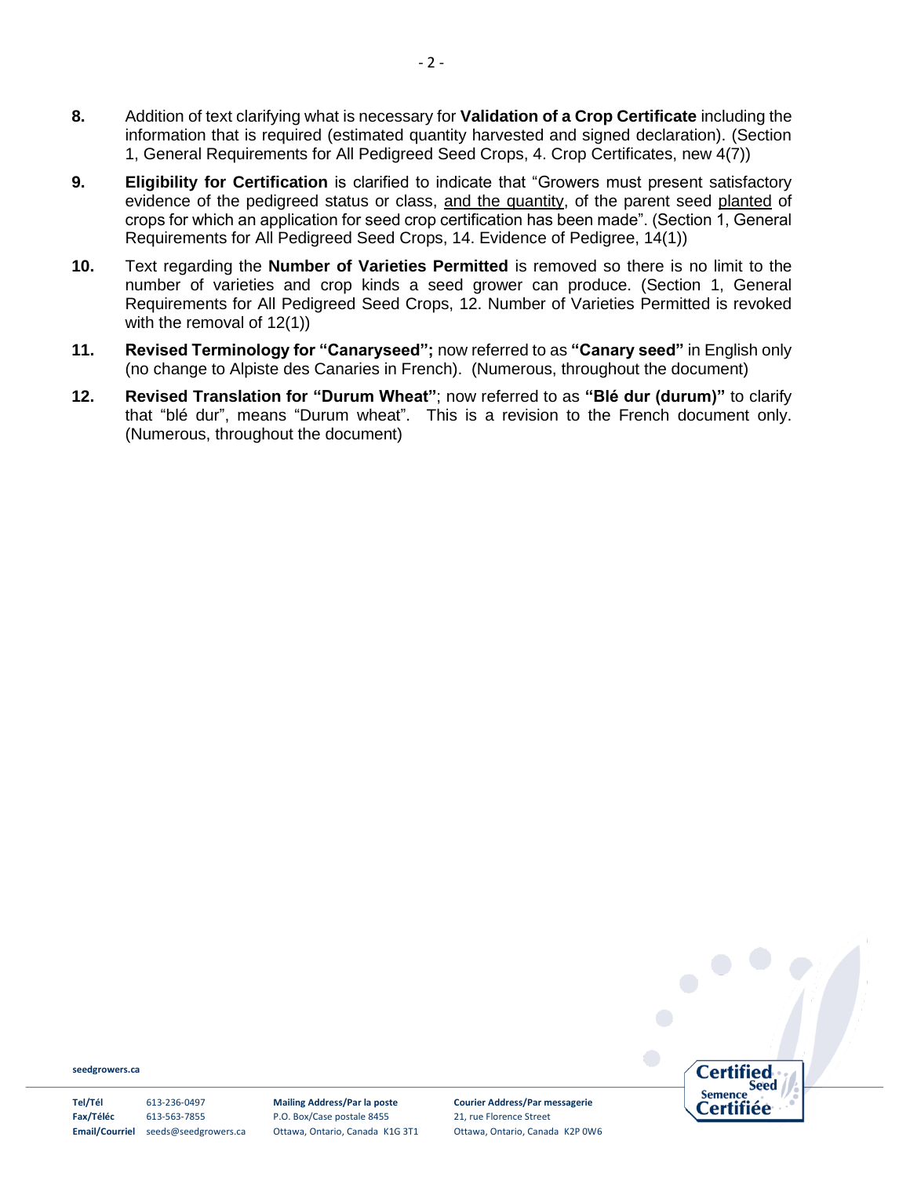**8.** Addition of text clarifying what is necessary for **Validation of a Crop Certificate** including the information that is required (estimated quantity harvested and signed declaration). (Section 1, General Requirements for All Pedigreed Seed Crops, 4. Crop Certificates, new 4(7))

**9.** **Eligibility for Certification** is clarified to indicate that "Growers must present satisfactory evidence of the pedigreed status or class, <u>and the quantity</u>, of the parent seed <u>planted</u> of crops for which an application for seed crop certification has been made". (Section 1, General Requirements for All Pedigreed Seed Crops, 14. Evidence of Pedigree, 14(1))

**10.** Text regarding the **Number of Varieties Permitted** is removed so there is no limit to the number of varieties and crop kinds a seed grower can produce. (Section 1, General Requirements for All Pedigreed Seed Crops, 12. Number of Varieties Permitted is revoked with the removal of 12(1))

**11.** **Revised Terminology for "Canaryseed";** now referred to as **"Canary seed"** in English only (no change to Alpiste des Canaries in French). (Numerous, throughout the document)

**12.** **Revised Translation for "Durum Wheat"**; now referred to as **"Blé dur (durum)"** to clarify that "blé dur", means "Durum wheat". This is a revision to the French document only. (Numerous, throughout the document)

seedgrowers.ca

**Tel/Tél** 613-236-0497
**Fax/Téléc** 613-563-7855
**Email/Courriel** seeds@seedgrowers.ca

**Mailing Address/Par la poste**
P.O. Box/Case postale 8455
Ottawa, Ontario, Canada K1G 3T1

**Courier Address/Par messagerie**
21, rue Florence Street
Ottawa, Ontario, Canada K2P 0W6

Certified Seed
Semence Certifiée